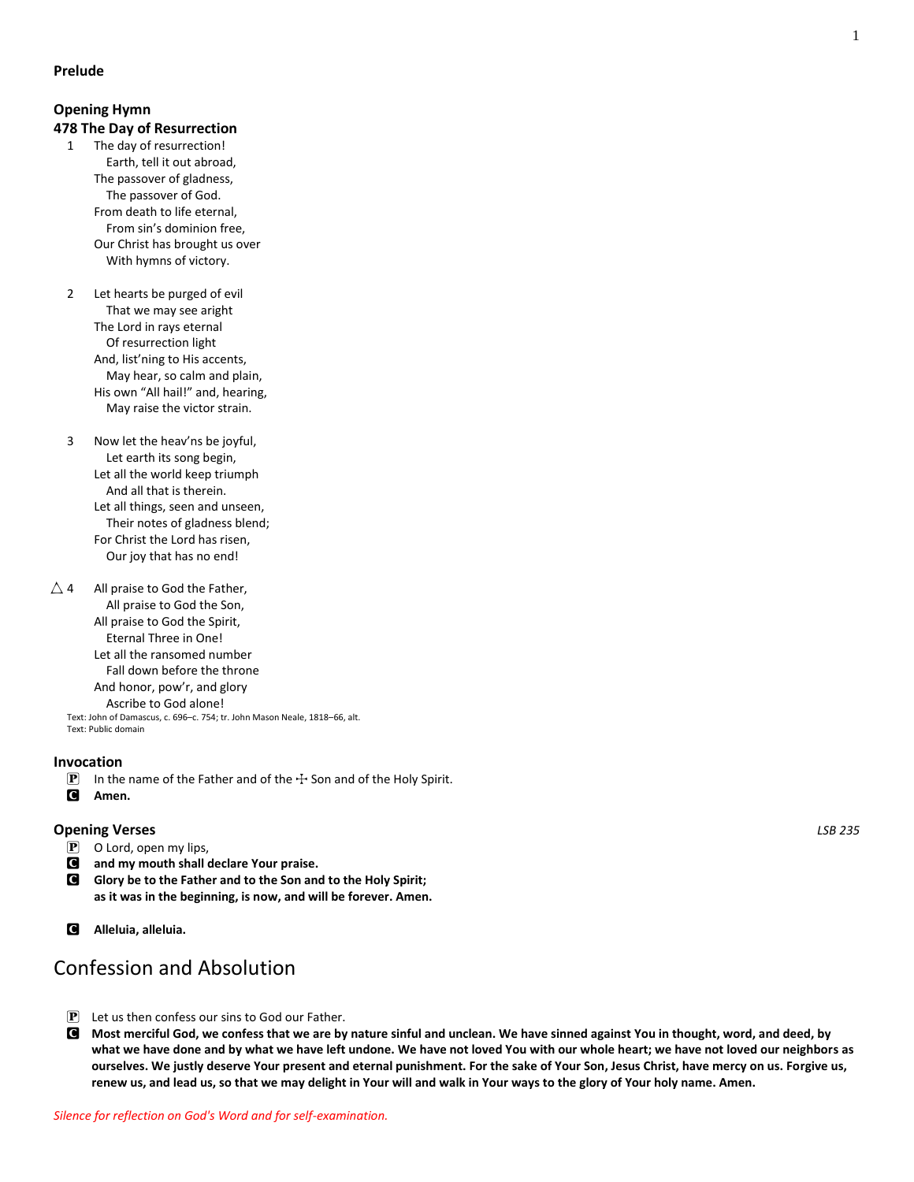**Prelude**

**Opening Hymn**

**478 The Day of Resurrection**

1 The day of resurrection!
  Earth, tell it out abroad,
 The passover of gladness,
  The passover of God.
 From death to life eternal,
  From sin's dominion free,
 Our Christ has brought us over
  With hymns of victory.

2 Let hearts be purged of evil
  That we may see aright
 The Lord in rays eternal
  Of resurrection light
 And, list'ning to His accents,
  May hear, so calm and plain,
 His own "All hail!" and, hearing,
  May raise the victor strain.

3 Now let the heav'ns be joyful,
  Let earth its song begin,
 Let all the world keep triumph
  And all that is therein.
 Let all things, seen and unseen,
  Their notes of gladness blend;
 For Christ the Lord has risen,
  Our joy that has no end!

△ 4 All praise to God the Father,
  All praise to God the Son,
 All praise to God the Spirit,
  Eternal Three in One!
 Let all the ransomed number
  Fall down before the throne
 And honor, pow'r, and glory
  Ascribe to God alone!

Text: John of Damascus, c. 696–c. 754; tr. John Mason Neale, 1818–66, alt.
Text: Public domain

**Invocation**

P In the name of the Father and of the ☩ Son and of the Holy Spirit.
C **Amen.**

**Opening Verses** *LSB 235*

P O Lord, open my lips,
C **and my mouth shall declare Your praise.**
C **Glory be to the Father and to the Son and to the Holy Spirit;
as it was in the beginning, is now, and will be forever. Amen.**

C **Alleluia, alleluia.**

## Confession and Absolution

P Let us then confess our sins to God our Father.
C **Most merciful God, we confess that we are by nature sinful and unclean. We have sinned against You in thought, word, and deed, by what we have done and by what we have left undone. We have not loved You with our whole heart; we have not loved our neighbors as ourselves. We justly deserve Your present and eternal punishment. For the sake of Your Son, Jesus Christ, have mercy on us. Forgive us, renew us, and lead us, so that we may delight in Your will and walk in Your ways to the glory of Your holy name. Amen.**

*Silence for reflection on God's Word and for self-examination.*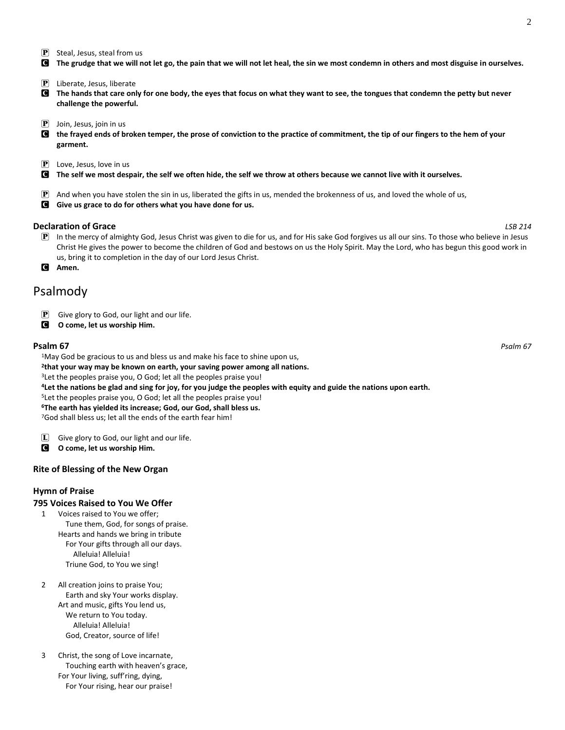P Steal, Jesus, steal from us

C **The grudge that we will not let go, the pain that we will not let heal, the sin we most condemn in others and most disguise in ourselves.**

P Liberate, Jesus, liberate

C **The hands that care only for one body, the eyes that focus on what they want to see, the tongues that condemn the petty but never challenge the powerful.**

P Join, Jesus, join in us

C **the frayed ends of broken temper, the prose of conviction to the practice of commitment, the tip of our fingers to the hem of your garment.**

P Love, Jesus, love in us

C **The self we most despair, the self we often hide, the self we throw at others because we cannot live with it ourselves.**

P And when you have stolen the sin in us, liberated the gifts in us, mended the brokenness of us, and loved the whole of us,

C **Give us grace to do for others what you have done for us.**

**Declaration of Grace** *LSB 214*

P In the mercy of almighty God, Jesus Christ was given to die for us, and for His sake God forgives us all our sins. To those who believe in Jesus Christ He gives the power to become the children of God and bestows on us the Holy Spirit. May the Lord, who has begun this good work in us, bring it to completion in the day of our Lord Jesus Christ.

C **Amen.**

# Psalmody

P Give glory to God, our light and our life.

C **O come, let us worship Him.**

**Psalm 67** *Psalm 67*

1 May God be gracious to us and bless us and make his face to shine upon us,
**2 that your way may be known on earth, your saving power among all nations.**
3 Let the peoples praise you, O God; let all the peoples praise you!
**4 Let the nations be glad and sing for joy, for you judge the peoples with equity and guide the nations upon earth.**
5 Let the peoples praise you, O God; let all the peoples praise you!
**6 The earth has yielded its increase; God, our God, shall bless us.**
7 God shall bless us; let all the ends of the earth fear him!

L Give glory to God, our light and our life.

C **O come, let us worship Him.**

**Rite of Blessing of the New Organ**

**Hymn of Praise**

**795 Voices Raised to You We Offer**

1 Voices raised to You we offer;
Tune them, God, for songs of praise.
Hearts and hands we bring in tribute
For Your gifts through all our days.
Alleluia! Alleluia!
Triune God, to You we sing!

2 All creation joins to praise You;
Earth and sky Your works display.
Art and music, gifts You lend us,
We return to You today.
Alleluia! Alleluia!
God, Creator, source of life!

3 Christ, the song of Love incarnate,
Touching earth with heaven's grace,
For Your living, suff'ring, dying,
For Your rising, hear our praise!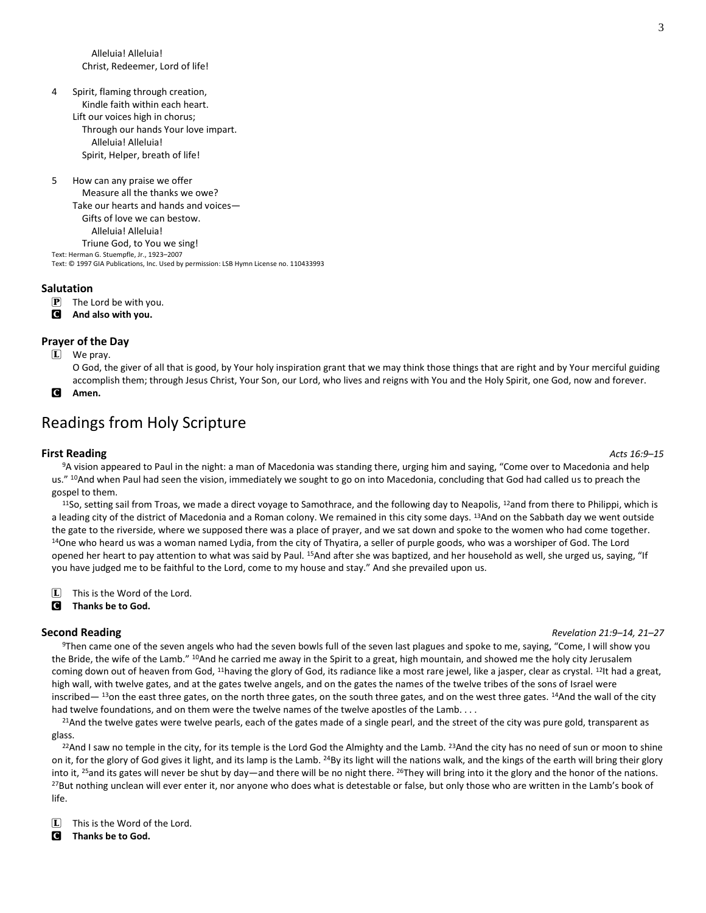Alleluia! Alleluia!
Christ, Redeemer, Lord of life!

4 Spirit, flaming through creation,
Kindle faith within each heart.
Lift our voices high in chorus;
Through our hands Your love impart.
Alleluia! Alleluia!
Spirit, Helper, breath of life!

5 How can any praise we offer
Measure all the thanks we owe?
Take our hearts and hands and voices—
Gifts of love we can bestow.
Alleluia! Alleluia!
Triune God, to You we sing!

Text: Herman G. Stuempfle, Jr., 1923–2007
Text: © 1997 GIA Publications, Inc. Used by permission: LSB Hymn License no. 110433993

### Salutation

P The Lord be with you.
C **And also with you.**

### Prayer of the Day

L We pray.
O God, the giver of all that is good, by Your holy inspiration grant that we may think those things that are right and by Your merciful guiding accomplish them; through Jesus Christ, Your Son, our Lord, who lives and reigns with You and the Holy Spirit, one God, now and forever.
C **Amen.**

## Readings from Holy Scripture

### First Reading *Acts 16:9–15*

[9]A vision appeared to Paul in the night: a man of Macedonia was standing there, urging him and saying, "Come over to Macedonia and help us." [10]And when Paul had seen the vision, immediately we sought to go on into Macedonia, concluding that God had called us to preach the gospel to them.

[11]So, setting sail from Troas, we made a direct voyage to Samothrace, and the following day to Neapolis, [12]and from there to Philippi, which is a leading city of the district of Macedonia and a Roman colony. We remained in this city some days. [13]And on the Sabbath day we went outside the gate to the riverside, where we supposed there was a place of prayer, and we sat down and spoke to the women who had come together. [14]One who heard us was a woman named Lydia, from the city of Thyatira, a seller of purple goods, who was a worshiper of God. The Lord opened her heart to pay attention to what was said by Paul. [15]And after she was baptized, and her household as well, she urged us, saying, "If you have judged me to be faithful to the Lord, come to my house and stay." And she prevailed upon us.

L This is the Word of the Lord.
C **Thanks be to God.**

### Second Reading *Revelation 21:9–14, 21–27*

[9]Then came one of the seven angels who had the seven bowls full of the seven last plagues and spoke to me, saying, "Come, I will show you the Bride, the wife of the Lamb." [10]And he carried me away in the Spirit to a great, high mountain, and showed me the holy city Jerusalem coming down out of heaven from God, [11]having the glory of God, its radiance like a most rare jewel, like a jasper, clear as crystal. [12]It had a great, high wall, with twelve gates, and at the gates twelve angels, and on the gates the names of the twelve tribes of the sons of Israel were inscribed— [13]on the east three gates, on the north three gates, on the south three gates, and on the west three gates. [14]And the wall of the city had twelve foundations, and on them were the twelve names of the twelve apostles of the Lamb. . . .

[21]And the twelve gates were twelve pearls, each of the gates made of a single pearl, and the street of the city was pure gold, transparent as glass.

[22]And I saw no temple in the city, for its temple is the Lord God the Almighty and the Lamb. [23]And the city has no need of sun or moon to shine on it, for the glory of God gives it light, and its lamp is the Lamb. [24]By its light will the nations walk, and the kings of the earth will bring their glory into it, [25]and its gates will never be shut by day—and there will be no night there. [26]They will bring into it the glory and the honor of the nations. [27]But nothing unclean will ever enter it, nor anyone who does what is detestable or false, but only those who are written in the Lamb's book of life.

L This is the Word of the Lord.
C **Thanks be to God.**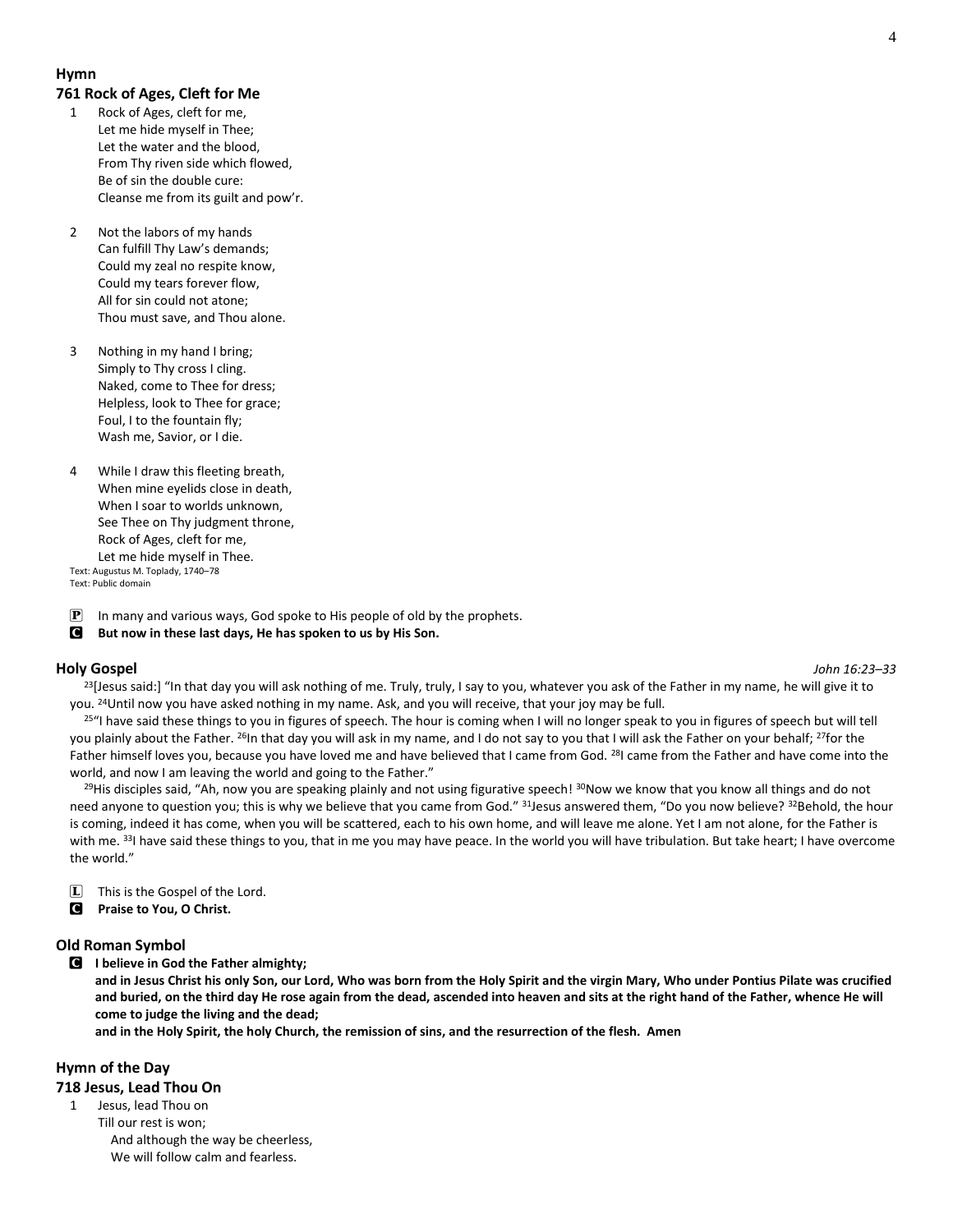**Hymn**

**761 Rock of Ages, Cleft for Me**

1 Rock of Ages, cleft for me,
Let me hide myself in Thee;
Let the water and the blood,
From Thy riven side which flowed,
Be of sin the double cure:
Cleanse me from its guilt and pow'r.

2 Not the labors of my hands
Can fulfill Thy Law's demands;
Could my zeal no respite know,
Could my tears forever flow,
All for sin could not atone;
Thou must save, and Thou alone.

3 Nothing in my hand I bring;
Simply to Thy cross I cling.
Naked, come to Thee for dress;
Helpless, look to Thee for grace;
Foul, I to the fountain fly;
Wash me, Savior, or I die.

4 While I draw this fleeting breath,
When mine eyelids close in death,
When I soar to worlds unknown,
See Thee on Thy judgment throne,
Rock of Ages, cleft for me,
Let me hide myself in Thee.

Text: Augustus M. Toplady, 1740–78
Text: Public domain

P In many and various ways, God spoke to His people of old by the prophets.

C **But now in these last days, He has spoken to us by His Son.**

**Holy Gospel** *John 16:23–33*

[23][Jesus said:] "In that day you will ask nothing of me. Truly, truly, I say to you, whatever you ask of the Father in my name, he will give it to you. [24]Until now you have asked nothing in my name. Ask, and you will receive, that your joy may be full.

[25]"I have said these things to you in figures of speech. The hour is coming when I will no longer speak to you in figures of speech but will tell you plainly about the Father. [26]In that day you will ask in my name, and I do not say to you that I will ask the Father on your behalf; [27]for the Father himself loves you, because you have loved me and have believed that I came from God. [28]I came from the Father and have come into the world, and now I am leaving the world and going to the Father."

[29]His disciples said, "Ah, now you are speaking plainly and not using figurative speech! [30]Now we know that you know all things and do not need anyone to question you; this is why we believe that you came from God." [31]Jesus answered them, "Do you now believe? [32]Behold, the hour is coming, indeed it has come, when you will be scattered, each to his own home, and will leave me alone. Yet I am not alone, for the Father is with me. [33]I have said these things to you, that in me you may have peace. In the world you will have tribulation. But take heart; I have overcome the world."

L This is the Gospel of the Lord.

C **Praise to You, O Christ.**

**Old Roman Symbol**

C **I believe in God the Father almighty;**
**and in Jesus Christ his only Son, our Lord, Who was born from the Holy Spirit and the virgin Mary, Who under Pontius Pilate was crucified and buried, on the third day He rose again from the dead, ascended into heaven and sits at the right hand of the Father, whence He will come to judge the living and the dead;**
**and in the Holy Spirit, the holy Church, the remission of sins, and the resurrection of the flesh. Amen**

**Hymn of the Day**

**718 Jesus, Lead Thou On**

1 Jesus, lead Thou on
Till our rest is won;
And although the way be cheerless,
We will follow calm and fearless.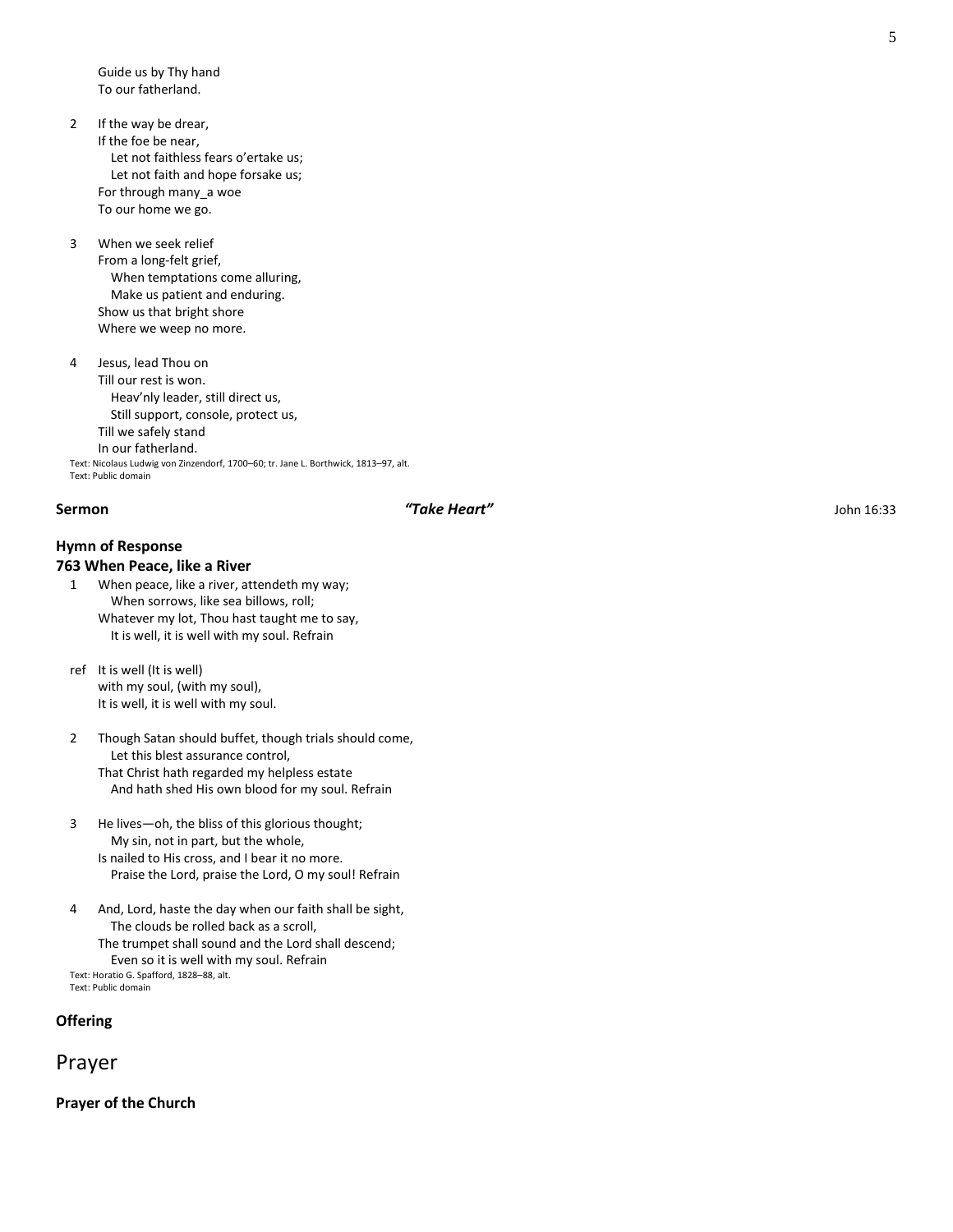Guide us by Thy hand  
To our fatherland.

2 If the way be drear,  
If the foe be near,  
  Let not faithless fears o'ertake us;  
  Let not faith and hope forsake us;  
For through many_a woe  
To our home we go.

3 When we seek relief  
From a long-felt grief,  
  When temptations come alluring,  
  Make us patient and enduring.  
Show us that bright shore  
Where we weep no more.

4 Jesus, lead Thou on  
Till our rest is won.  
  Heav'nly leader, still direct us,  
  Still support, console, protect us,  
Till we safely stand  
In our fatherland.

Text: Nicolaus Ludwig von Zinzendorf, 1700–60; tr. Jane L. Borthwick, 1813–97, alt.  
Text: Public domain

**Sermon** ***"Take Heart"*** John 16:33

**Hymn of Response**

**763 When Peace, like a River**

1 When peace, like a river, attendeth my way;  
  When sorrows, like sea billows, roll;  
Whatever my lot, Thou hast taught me to say,  
  It is well, it is well with my soul. Refrain

ref It is well (It is well)  
with my soul, (with my soul),  
It is well, it is well with my soul.

2 Though Satan should buffet, though trials should come,  
  Let this blest assurance control,  
That Christ hath regarded my helpless estate  
  And hath shed His own blood for my soul. Refrain

3 He lives—oh, the bliss of this glorious thought;  
  My sin, not in part, but the whole,  
Is nailed to His cross, and I bear it no more.  
  Praise the Lord, praise the Lord, O my soul! Refrain

4 And, Lord, haste the day when our faith shall be sight,  
  The clouds be rolled back as a scroll,  
The trumpet shall sound and the Lord shall descend;  
  Even so it is well with my soul. Refrain

Text: Horatio G. Spafford, 1828–88, alt.  
Text: Public domain

**Offering**

# Prayer

**Prayer of the Church**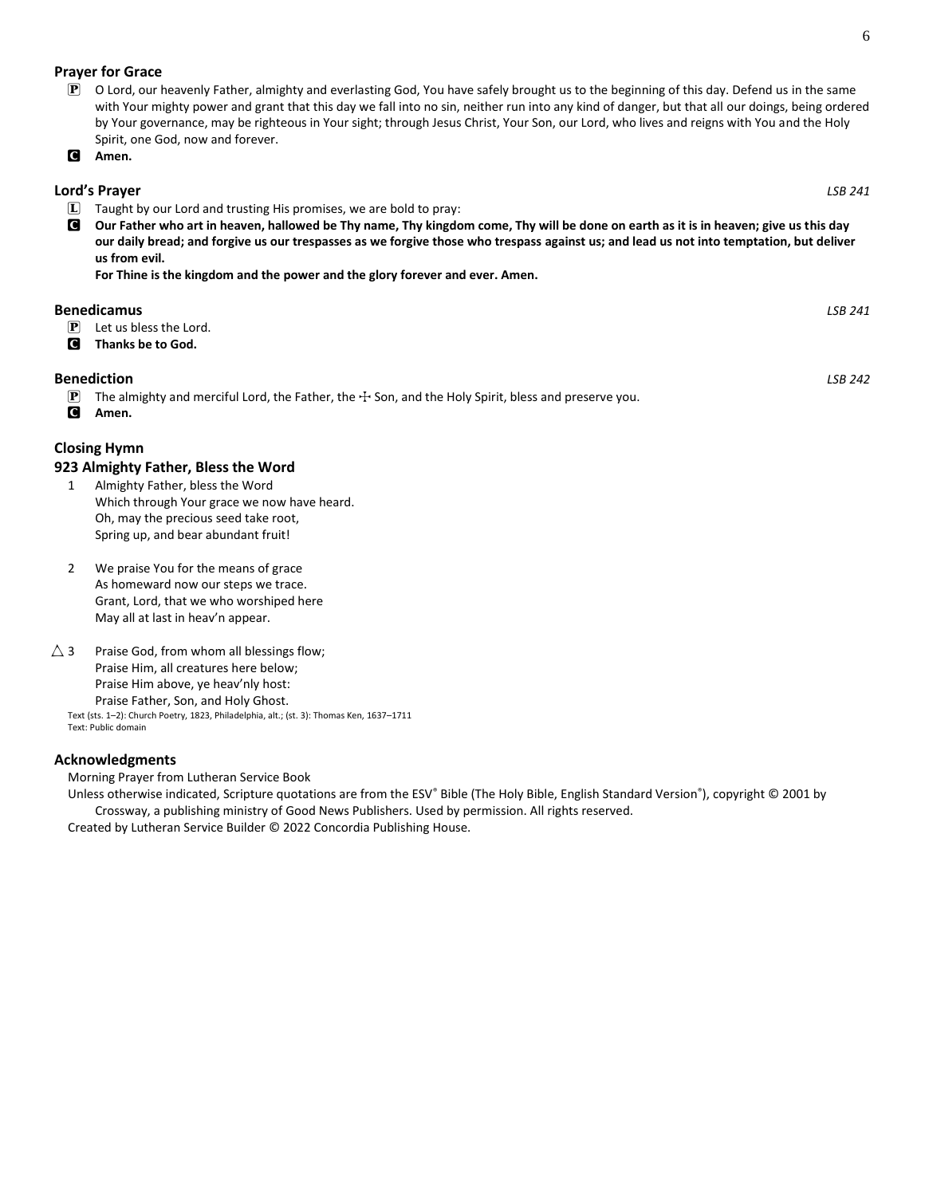### Prayer for Grace

P O Lord, our heavenly Father, almighty and everlasting God, You have safely brought us to the beginning of this day. Defend us in the same with Your mighty power and grant that this day we fall into no sin, neither run into any kind of danger, but that all our doings, being ordered by Your governance, may be righteous in Your sight; through Jesus Christ, Your Son, our Lord, who lives and reigns with You and the Holy Spirit, one God, now and forever.

C **Amen.**

### Lord's Prayer *LSB 241*

L Taught by our Lord and trusting His promises, we are bold to pray:

C **Our Father who art in heaven, hallowed be Thy name, Thy kingdom come, Thy will be done on earth as it is in heaven; give us this day our daily bread; and forgive us our trespasses as we forgive those who trespass against us; and lead us not into temptation, but deliver us from evil.**
**For Thine is the kingdom and the power and the glory forever and ever. Amen.**

### Benedicamus *LSB 241*

P Let us bless the Lord.

C **Thanks be to God.**

### Benediction *LSB 242*

P The almighty and merciful Lord, the Father, the ☩ Son, and the Holy Spirit, bless and preserve you.

C **Amen.**

### Closing Hymn

### 923 Almighty Father, Bless the Word

1 Almighty Father, bless the Word
Which through Your grace we now have heard.
Oh, may the precious seed take root,
Spring up, and bear abundant fruit!

2 We praise You for the means of grace
As homeward now our steps we trace.
Grant, Lord, that we who worshiped here
May all at last in heav'n appear.

△ 3 Praise God, from whom all blessings flow;
Praise Him, all creatures here below;
Praise Him above, ye heav'nly host:
Praise Father, Son, and Holy Ghost.

Text (sts. 1–2): Church Poetry, 1823, Philadelphia, alt.; (st. 3): Thomas Ken, 1637–1711
Text: Public domain

### Acknowledgments

Morning Prayer from Lutheran Service Book

Unless otherwise indicated, Scripture quotations are from the ESV® Bible (The Holy Bible, English Standard Version®), copyright © 2001 by Crossway, a publishing ministry of Good News Publishers. Used by permission. All rights reserved.

Created by Lutheran Service Builder © 2022 Concordia Publishing House.